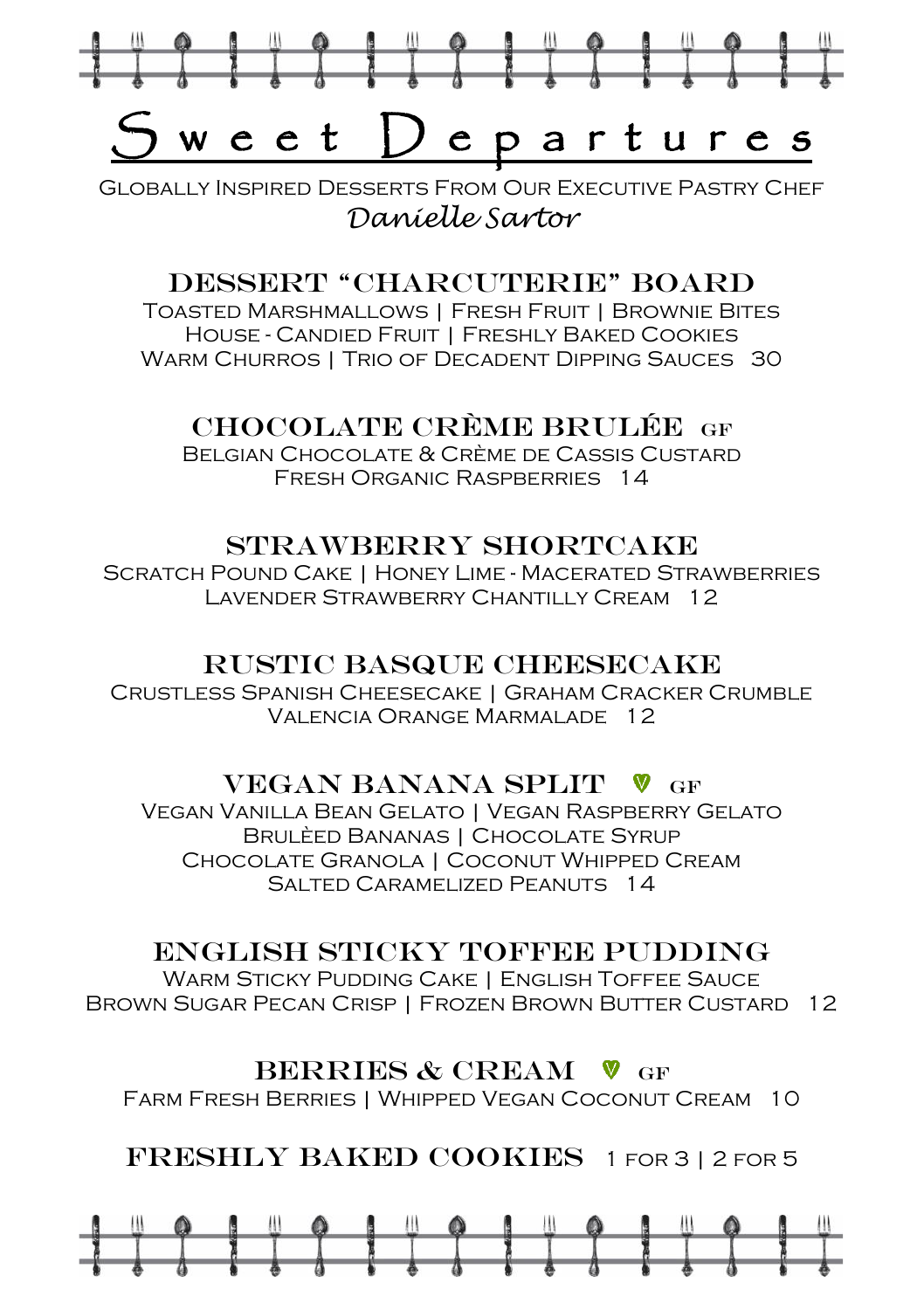# Sweet Departures

Globally Inspired Desserts From Our Executive Pastry Chef

*Danielle Sartor*

## Dessert "Charcuterie" Board

Toasted Marshmallows | Fresh Fruit | Brownie Bites
House - Candied Fruit | Freshly Baked Cookies
Warm Churros | Trio of Decadent Dipping Sauces 30

## Chocolate Crème Brulée GF

Belgian Chocolate & Crème de Cassis Custard
Fresh Organic Raspberries 14

## Strawberry Shortcake

Scratch Pound Cake | Honey Lime - Macerated Strawberries
Lavender Strawberry Chantilly Cream 12

## Rustic Basque Cheesecake

Crustless Spanish Cheesecake | Graham Cracker Crumble
Valencia Orange Marmalade 12

## Vegan Banana Split V GF

Vegan Vanilla Bean Gelato | Vegan Raspberry Gelato
Brulèed Bananas | Chocolate Syrup
Chocolate Granola | Coconut Whipped Cream
Salted Caramelized Peanuts 14

## English Sticky Toffee Pudding

Warm Sticky Pudding Cake | English Toffee Sauce
Brown Sugar Pecan Crisp | Frozen Brown Butter Custard 12

## Berries & Cream V GF

Farm Fresh Berries | Whipped Vegan Coconut Cream 10

## Freshly Baked Cookies 1 for 3 | 2 for 5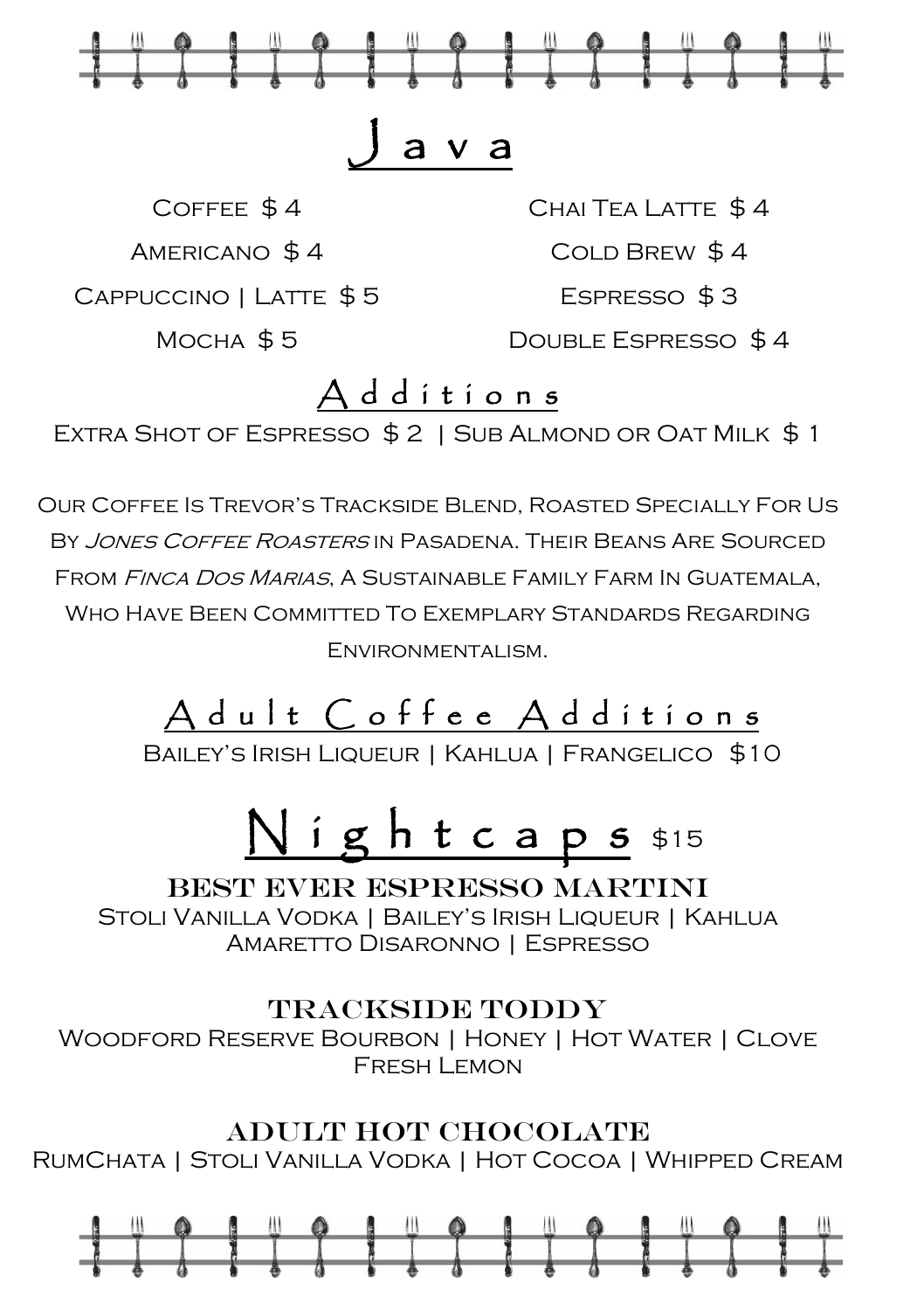# Java

Coffee $4

Americano $4

Cappuccino | Latte $5

Mocha $5

Chai Tea Latte $4

Cold Brew $4

Espresso $3

Double Espresso $4

## Additions

Extra Shot of Espresso $2 | Sub Almond or Oat Milk $1

Our Coffee Is Trevor's Trackside Blend, Roasted Specially For Us By *Jones Coffee Roasters* in Pasadena. Their Beans Are Sourced From *Finca Dos Marias*, A Sustainable Family Farm In Guatemala, Who Have Been Committed To Exemplary Standards Regarding Environmentalism.

## Adult Coffee Additions

Bailey's Irish Liqueur | Kahlua | Frangelico $10

# Nightcaps $15

**BEST EVER ESPRESSO MARTINI**

Stoli Vanilla Vodka | Bailey's Irish Liqueur | Kahlua Amaretto Disaronno | Espresso

**TRACKSIDE TODDY**

Woodford Reserve Bourbon | Honey | Hot Water | Clove Fresh Lemon

**ADULT HOT CHOCOLATE**

RumChata | Stoli Vanilla Vodka | Hot Cocoa | Whipped Cream